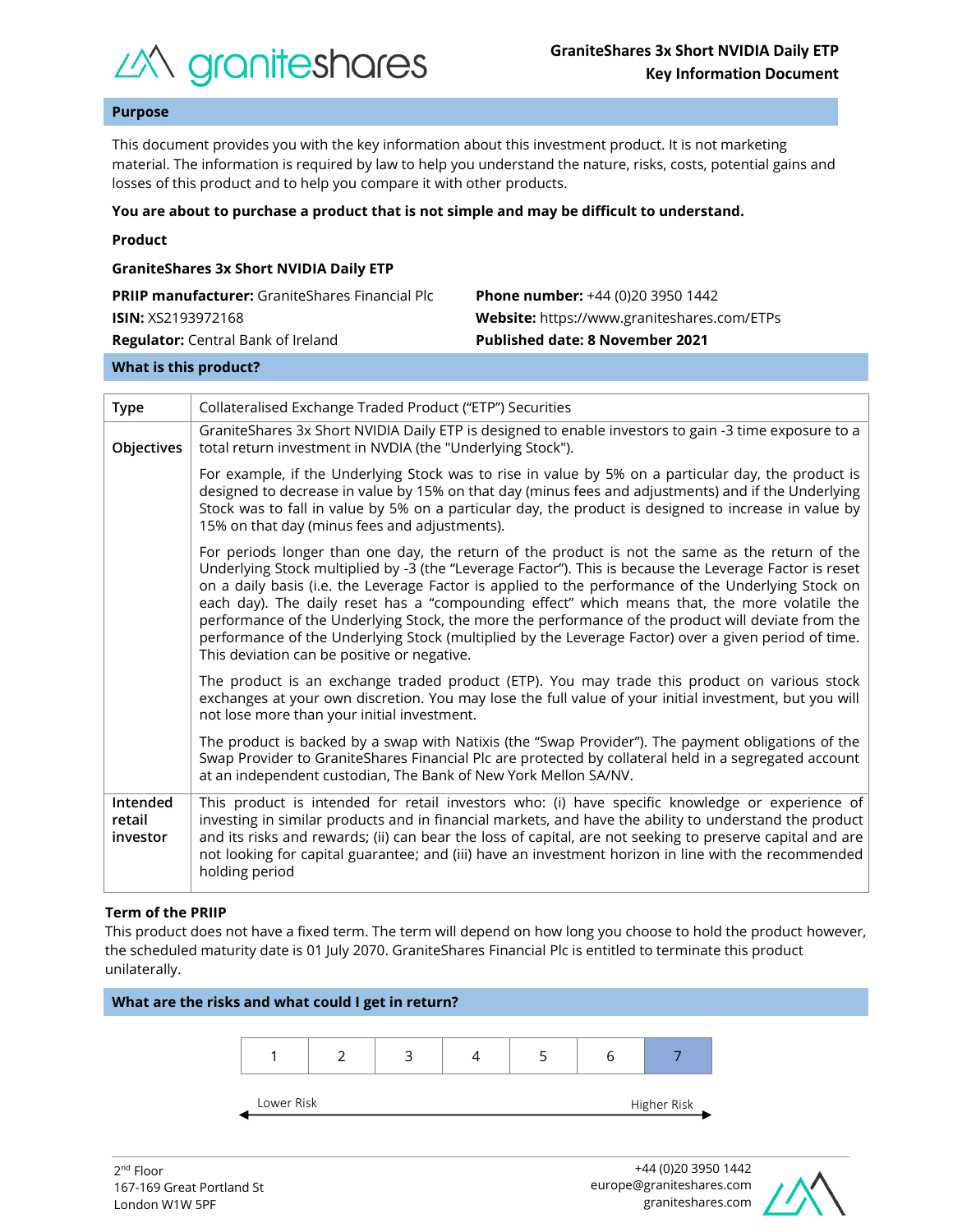**GraniteShares 3x Short NVIDIA Daily ETP**
**Key Information Document**

## Purpose

This document provides you with the key information about this investment product. It is not marketing material. The information is required by law to help you understand the nature, risks, costs, potential gains and losses of this product and to help you compare it with other products.

**You are about to purchase a product that is not simple and may be difficult to understand.**

**Product**

**GraniteShares 3x Short NVIDIA Daily ETP**

**PRIIP manufacturer:** GraniteShares Financial Plc
**ISIN:** XS2193972168
**Regulator:** Central Bank of Ireland

**Phone number:** +44 (0)20 3950 1442
**Website:** https://www.graniteshares.com/ETPs
**Published date: 8 November 2021**

## What is this product?

| | |
|---|---|
| **Type** | Collateralised Exchange Traded Product ("ETP") Securities |
| **Objectives** | GraniteShares 3x Short NVIDIA Daily ETP is designed to enable investors to gain -3 time exposure to a total return investment in NVDIA (the "Underlying Stock").<br><br>For example, if the Underlying Stock was to rise in value by 5% on a particular day, the product is designed to decrease in value by 15% on that day (minus fees and adjustments) and if the Underlying Stock was to fall in value by 5% on a particular day, the product is designed to increase in value by 15% on that day (minus fees and adjustments).<br><br>For periods longer than one day, the return of the product is not the same as the return of the Underlying Stock multiplied by -3 (the "Leverage Factor"). This is because the Leverage Factor is reset on a daily basis (i.e. the Leverage Factor is applied to the performance of the Underlying Stock on each day). The daily reset has a "compounding effect" which means that, the more volatile the performance of the Underlying Stock, the more the performance of the product will deviate from the performance of the Underlying Stock (multiplied by the Leverage Factor) over a given period of time. This deviation can be positive or negative.<br><br>The product is an exchange traded product (ETP). You may trade this product on various stock exchanges at your own discretion. You may lose the full value of your initial investment, but you will not lose more than your initial investment.<br><br>The product is backed by a swap with Natixis (the "Swap Provider"). The payment obligations of the Swap Provider to GraniteShares Financial Plc are protected by collateral held in a segregated account at an independent custodian, The Bank of New York Mellon SA/NV. |
| **Intended retail investor** | This product is intended for retail investors who: (i) have specific knowledge or experience of investing in similar products and in financial markets, and have the ability to understand the product and its risks and rewards; (ii) can bear the loss of capital, are not seeking to preserve capital and are not looking for capital guarantee; and (iii) have an investment horizon in line with the recommended holding period |

**Term of the PRIIP**

This product does not have a fixed term. The term will depend on how long you choose to hold the product however, the scheduled maturity date is 01 July 2070. GraniteShares Financial Plc is entitled to terminate this product unilaterally.

## What are the risks and what could I get in return?

| 1 | 2 | 3 | 4 | 5 | 6 | **7** |
|---|---|---|---|---|---|---|

Lower Risk ← → Higher Risk

2nd Floor
167-169 Great Portland St
London W1W 5PF

+44 (0)20 3950 1442
europe@graniteshares.com
graniteshares.com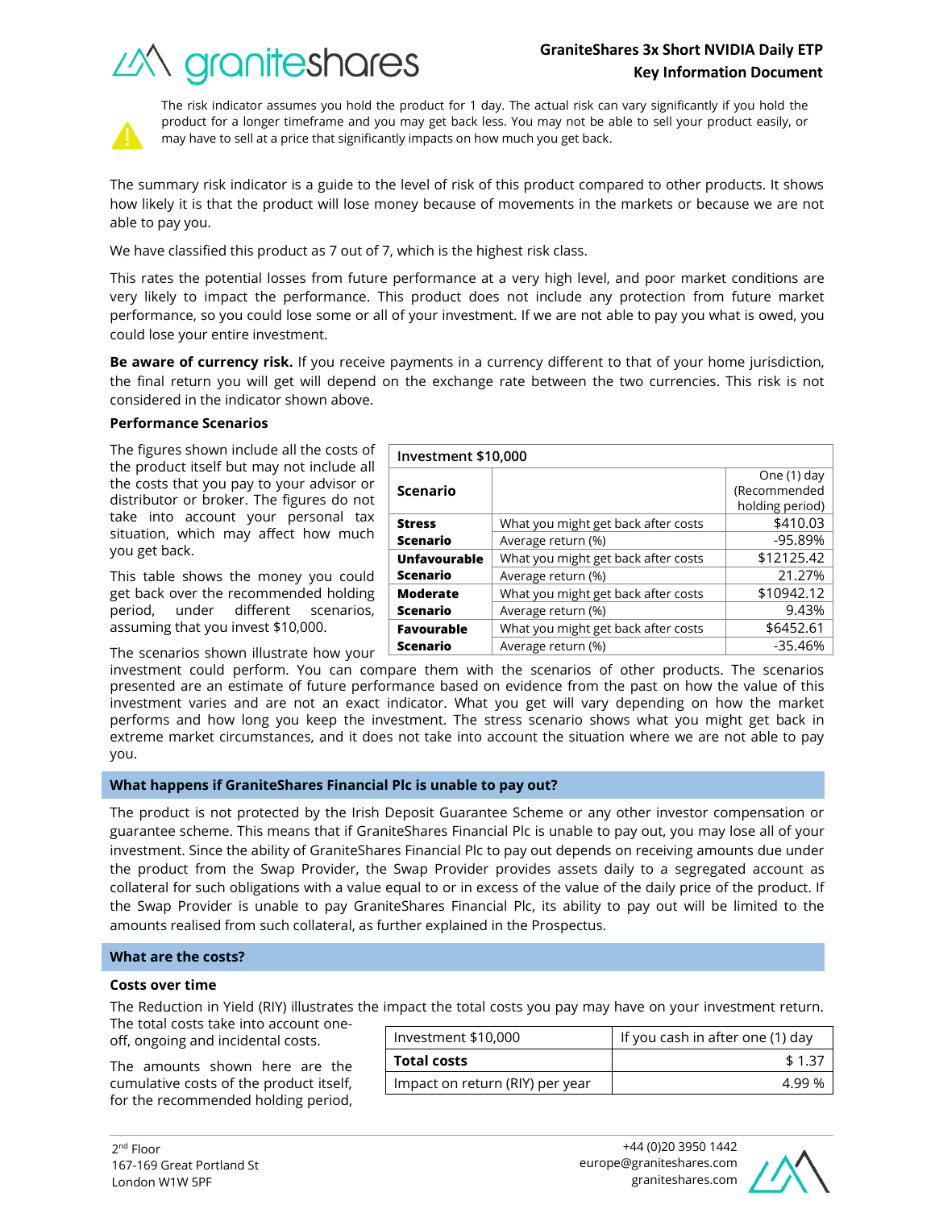The risk indicator assumes you hold the product for 1 day. The actual risk can vary significantly if you hold the product for a longer timeframe and you may get back less. You may not be able to sell your product easily, or may have to sell at a price that significantly impacts on how much you get back.

The summary risk indicator is a guide to the level of risk of this product compared to other products. It shows how likely it is that the product will lose money because of movements in the markets or because we are not able to pay you.

We have classified this product as 7 out of 7, which is the highest risk class.

This rates the potential losses from future performance at a very high level, and poor market conditions are very likely to impact the performance. This product does not include any protection from future market performance, so you could lose some or all of your investment. If we are not able to pay you what is owed, you could lose your entire investment.

**Be aware of currency risk.** If you receive payments in a currency different to that of your home jurisdiction, the final return you will get will depend on the exchange rate between the two currencies. This risk is not considered in the indicator shown above.

**Performance Scenarios**

The figures shown include all the costs of the product itself but may not include all the costs that you pay to your advisor or distributor or broker. The figures do not take into account your personal tax situation, which may affect how much you get back.

This table shows the money you could get back over the recommended holding period, under different scenarios, assuming that you invest $10,000.

| Investment $10,000 | | |
|---|---|---|
| **Scenario** | | One (1) day (Recommended holding period) |
| **Stress Scenario** | What you might get back after costs | $410.03 |
| | Average return (%) | -95.89% |
| **Unfavourable Scenario** | What you might get back after costs | $12125.42 |
| | Average return (%) | 21.27% |
| **Moderate Scenario** | What you might get back after costs | $10942.12 |
| | Average return (%) | 9.43% |
| **Favourable Scenario** | What you might get back after costs | $6452.61 |
| | Average return (%) | -35.46% |

The scenarios shown illustrate how your investment could perform. You can compare them with the scenarios of other products. The scenarios presented are an estimate of future performance based on evidence from the past on how the value of this investment varies and are not an exact indicator. What you get will vary depending on how the market performs and how long you keep the investment. The stress scenario shows what you might get back in extreme market circumstances, and it does not take into account the situation where we are not able to pay you.

## What happens if GraniteShares Financial Plc is unable to pay out?

The product is not protected by the Irish Deposit Guarantee Scheme or any other investor compensation or guarantee scheme. This means that if GraniteShares Financial Plc is unable to pay out, you may lose all of your investment. Since the ability of GraniteShares Financial Plc to pay out depends on receiving amounts due under the product from the Swap Provider, the Swap Provider provides assets daily to a segregated account as collateral for such obligations with a value equal to or in excess of the value of the daily price of the product. If the Swap Provider is unable to pay GraniteShares Financial Plc, its ability to pay out will be limited to the amounts realised from such collateral, as further explained in the Prospectus.

## What are the costs?

**Costs over time**

The Reduction in Yield (RIY) illustrates the impact the total costs you pay may have on your investment return. The total costs take into account one-off, ongoing and incidental costs.

The amounts shown here are the cumulative costs of the product itself, for the recommended holding period,

| Investment $10,000 | If you cash in after one (1) day |
|---|---|
| **Total costs** | $ 1.37 |
| Impact on return (RIY) per year | 4.99 % |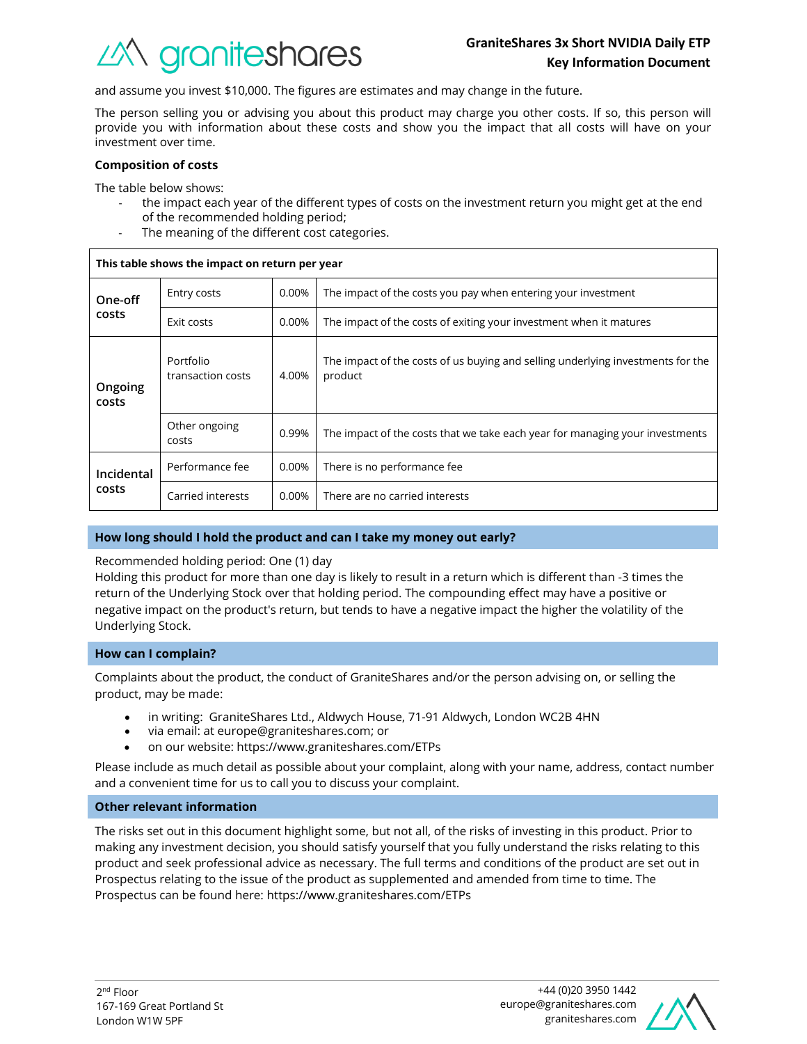and assume you invest $10,000. The figures are estimates and may change in the future.

The person selling you or advising you about this product may charge you other costs. If so, this person will provide you with information about these costs and show you the impact that all costs will have on your investment over time.

**Composition of costs**

The table below shows:

- the impact each year of the different types of costs on the investment return you might get at the end of the recommended holding period;
- The meaning of the different cost categories.

| This table shows the impact on return per year | | | |
|---|---|---|---|
| One-off costs | Entry costs | 0.00% | The impact of the costs you pay when entering your investment |
| | Exit costs | 0.00% | The impact of the costs of exiting your investment when it matures |
| Ongoing costs | Portfolio transaction costs | 4.00% | The impact of the costs of us buying and selling underlying investments for the product |
| | Other ongoing costs | 0.99% | The impact of the costs that we take each year for managing your investments |
| Incidental costs | Performance fee | 0.00% | There is no performance fee |
| | Carried interests | 0.00% | There are no carried interests |

## How long should I hold the product and can I take my money out early?

Recommended holding period: One (1) day
Holding this product for more than one day is likely to result in a return which is different than -3 times the return of the Underlying Stock over that holding period. The compounding effect may have a positive or negative impact on the product's return, but tends to have a negative impact the higher the volatility of the Underlying Stock.

## How can I complain?

Complaints about the product, the conduct of GraniteShares and/or the person advising on, or selling the product, may be made:

- in writing: GraniteShares Ltd., Aldwych House, 71-91 Aldwych, London WC2B 4HN
- via email: at europe@graniteshares.com; or
- on our website: https://www.graniteshares.com/ETPs

Please include as much detail as possible about your complaint, along with your name, address, contact number and a convenient time for us to call you to discuss your complaint.

## Other relevant information

The risks set out in this document highlight some, but not all, of the risks of investing in this product. Prior to making any investment decision, you should satisfy yourself that you fully understand the risks relating to this product and seek professional advice as necessary. The full terms and conditions of the product are set out in Prospectus relating to the issue of the product as supplemented and amended from time to time. The Prospectus can be found here: https://www.graniteshares.com/ETPs